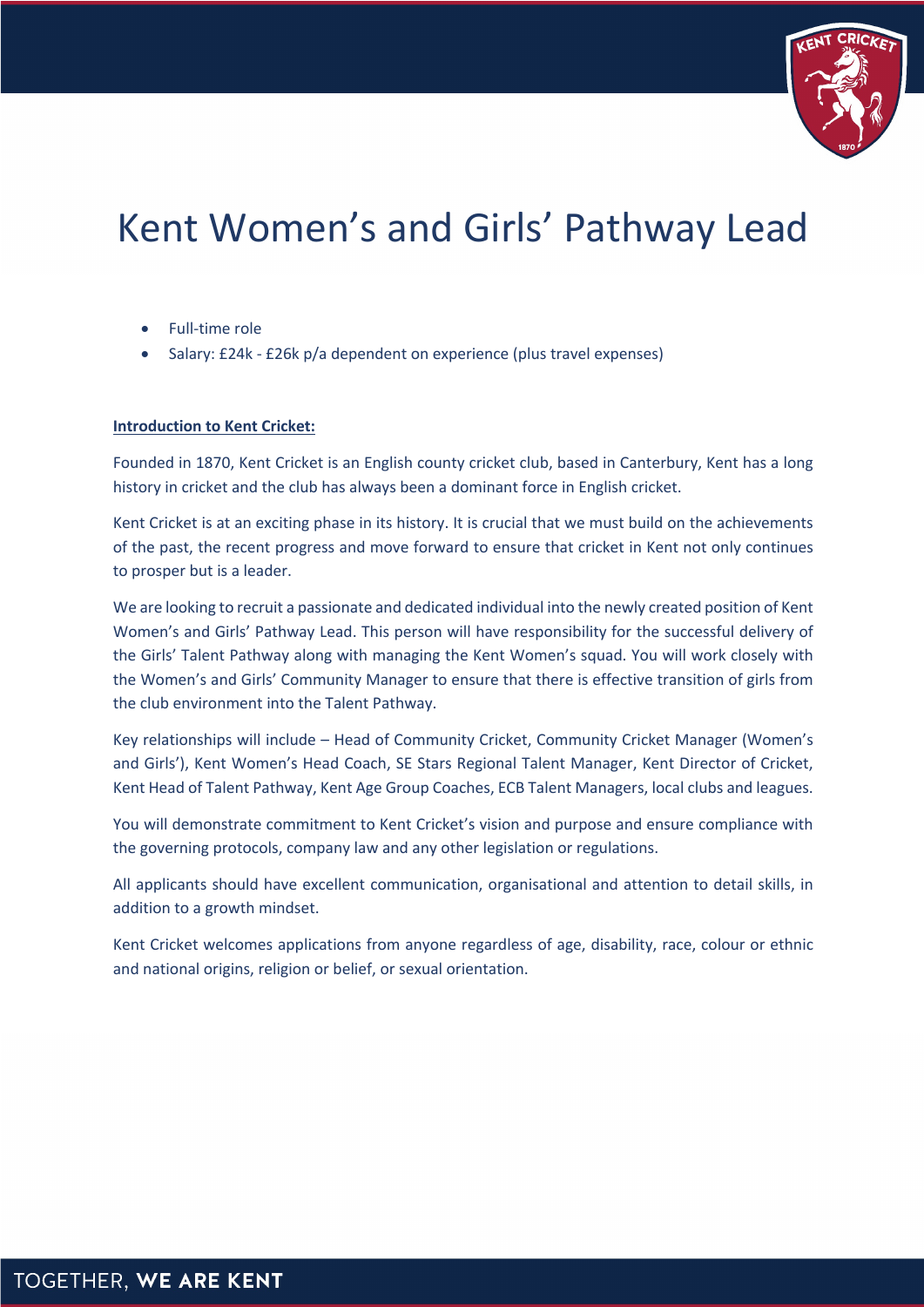# Kent Women's and Girls' Pathway Lead

- Full-time role
- Salary: £24k - £26k p/a dependent on experience (plus travel expenses)

**Introduction to Kent Cricket:**

Founded in 1870, Kent Cricket is an English county cricket club, based in Canterbury, Kent has a long history in cricket and the club has always been a dominant force in English cricket.

Kent Cricket is at an exciting phase in its history. It is crucial that we must build on the achievements of the past, the recent progress and move forward to ensure that cricket in Kent not only continues to prosper but is a leader.

We are looking to recruit a passionate and dedicated individual into the newly created position of Kent Women's and Girls' Pathway Lead. This person will have responsibility for the successful delivery of the Girls' Talent Pathway along with managing the Kent Women's squad. You will work closely with the Women's and Girls' Community Manager to ensure that there is effective transition of girls from the club environment into the Talent Pathway.

Key relationships will include – Head of Community Cricket, Community Cricket Manager (Women's and Girls'), Kent Women's Head Coach, SE Stars Regional Talent Manager, Kent Director of Cricket, Kent Head of Talent Pathway, Kent Age Group Coaches, ECB Talent Managers, local clubs and leagues.

You will demonstrate commitment to Kent Cricket's vision and purpose and ensure compliance with the governing protocols, company law and any other legislation or regulations.

All applicants should have excellent communication, organisational and attention to detail skills, in addition to a growth mindset.

Kent Cricket welcomes applications from anyone regardless of age, disability, race, colour or ethnic and national origins, religion or belief, or sexual orientation.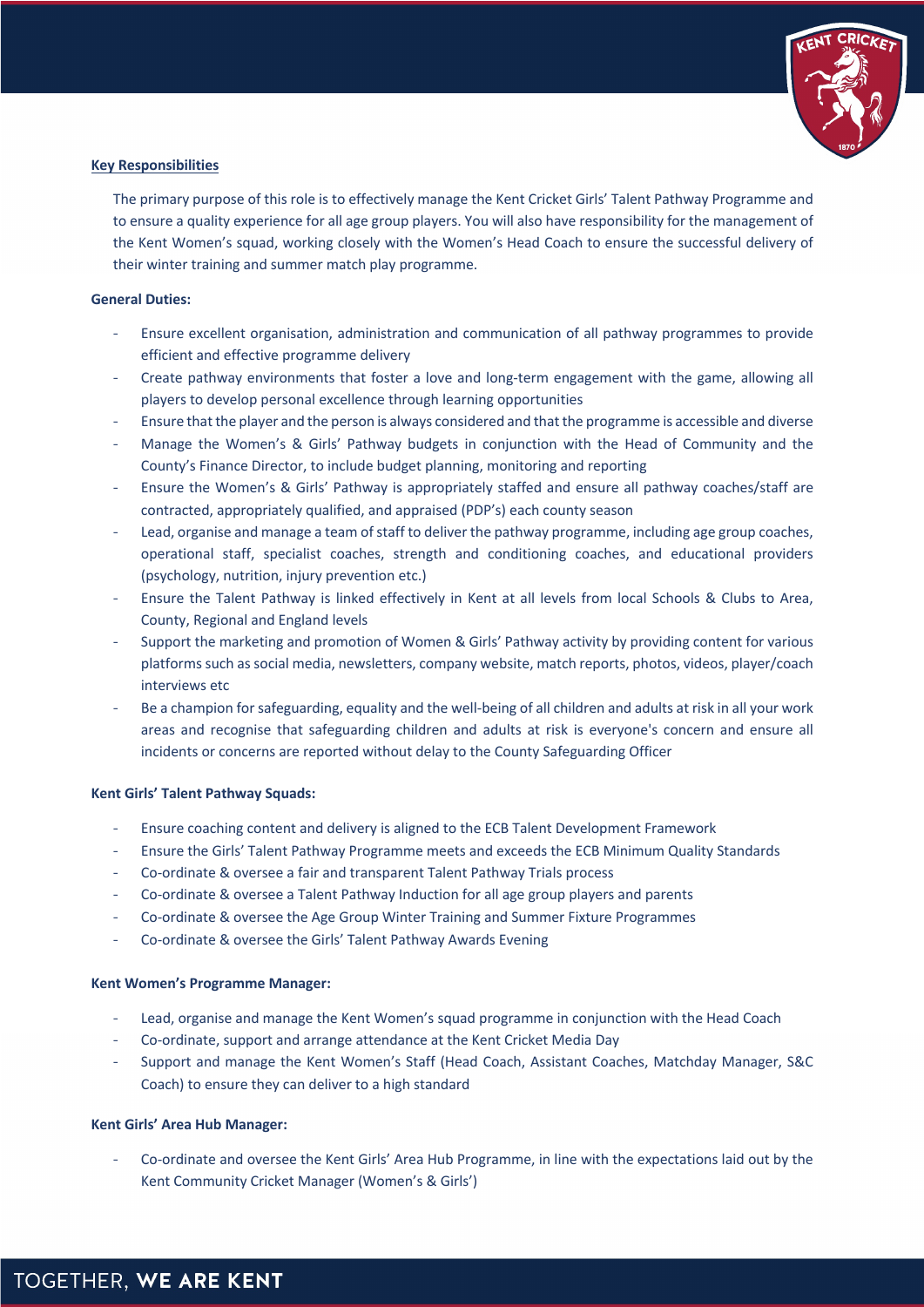**Key Responsibilities**

The primary purpose of this role is to effectively manage the Kent Cricket Girls' Talent Pathway Programme and to ensure a quality experience for all age group players. You will also have responsibility for the management of the Kent Women's squad, working closely with the Women's Head Coach to ensure the successful delivery of their winter training and summer match play programme.

**General Duties:**

- Ensure excellent organisation, administration and communication of all pathway programmes to provide efficient and effective programme delivery
- Create pathway environments that foster a love and long-term engagement with the game, allowing all players to develop personal excellence through learning opportunities
- Ensure that the player and the person is always considered and that the programme is accessible and diverse
- Manage the Women's & Girls' Pathway budgets in conjunction with the Head of Community and the County's Finance Director, to include budget planning, monitoring and reporting
- Ensure the Women's & Girls' Pathway is appropriately staffed and ensure all pathway coaches/staff are contracted, appropriately qualified, and appraised (PDP's) each county season
- Lead, organise and manage a team of staff to deliver the pathway programme, including age group coaches, operational staff, specialist coaches, strength and conditioning coaches, and educational providers (psychology, nutrition, injury prevention etc.)
- Ensure the Talent Pathway is linked effectively in Kent at all levels from local Schools & Clubs to Area, County, Regional and England levels
- Support the marketing and promotion of Women & Girls' Pathway activity by providing content for various platforms such as social media, newsletters, company website, match reports, photos, videos, player/coach interviews etc
- Be a champion for safeguarding, equality and the well-being of all children and adults at risk in all your work areas and recognise that safeguarding children and adults at risk is everyone's concern and ensure all incidents or concerns are reported without delay to the County Safeguarding Officer

**Kent Girls' Talent Pathway Squads:**

- Ensure coaching content and delivery is aligned to the ECB Talent Development Framework
- Ensure the Girls' Talent Pathway Programme meets and exceeds the ECB Minimum Quality Standards
- Co-ordinate & oversee a fair and transparent Talent Pathway Trials process
- Co-ordinate & oversee a Talent Pathway Induction for all age group players and parents
- Co-ordinate & oversee the Age Group Winter Training and Summer Fixture Programmes
- Co-ordinate & oversee the Girls' Talent Pathway Awards Evening

**Kent Women's Programme Manager:**

- Lead, organise and manage the Kent Women's squad programme in conjunction with the Head Coach
- Co-ordinate, support and arrange attendance at the Kent Cricket Media Day
- Support and manage the Kent Women's Staff (Head Coach, Assistant Coaches, Matchday Manager, S&C Coach) to ensure they can deliver to a high standard

**Kent Girls' Area Hub Manager:**

- Co-ordinate and oversee the Kent Girls' Area Hub Programme, in line with the expectations laid out by the Kent Community Cricket Manager (Women's & Girls')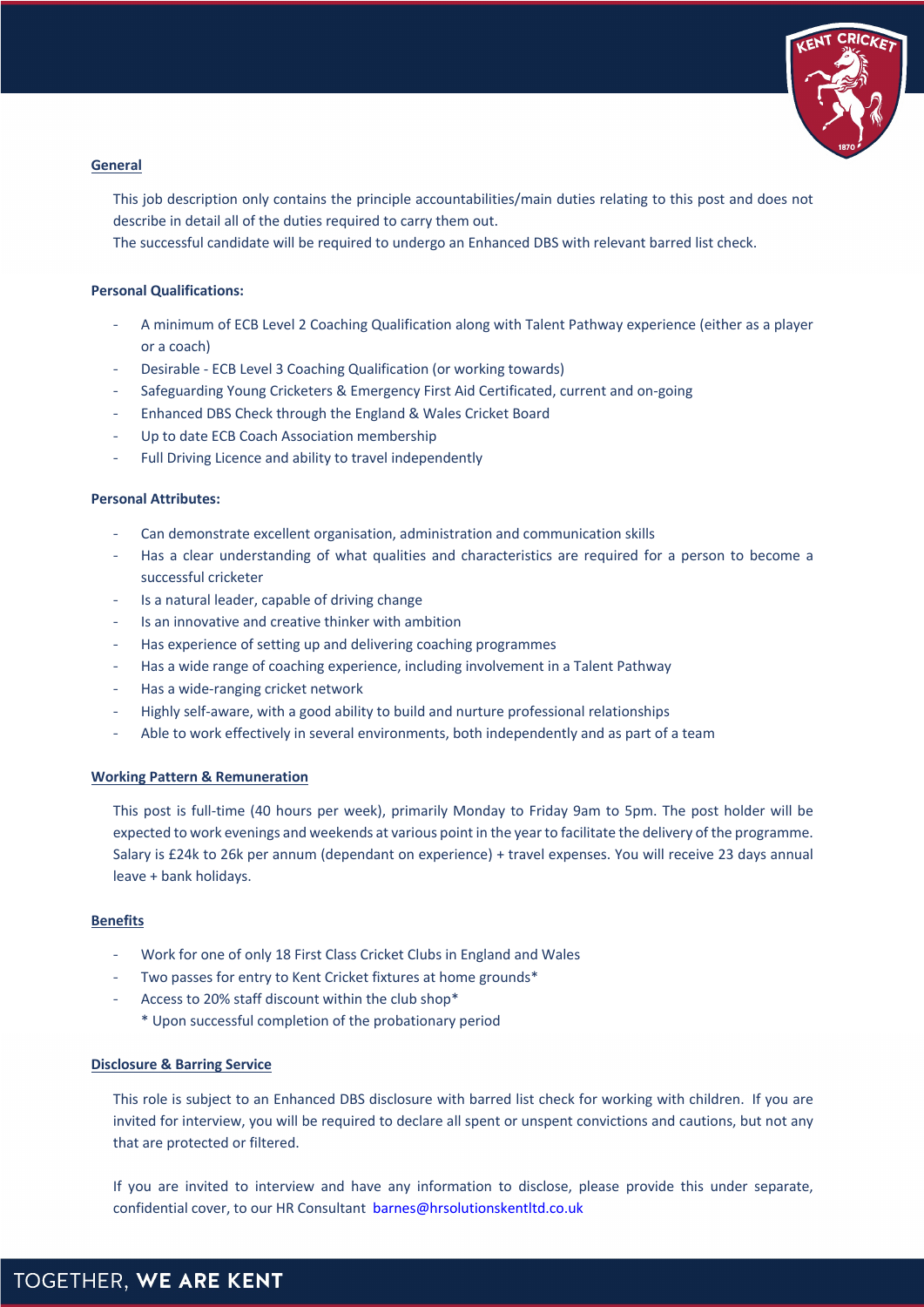## General

This job description only contains the principle accountabilities/main duties relating to this post and does not describe in detail all of the duties required to carry them out.
The successful candidate will be required to undergo an Enhanced DBS with relevant barred list check.

### Personal Qualifications:

- A minimum of ECB Level 2 Coaching Qualification along with Talent Pathway experience (either as a player or a coach)
- Desirable - ECB Level 3 Coaching Qualification (or working towards)
- Safeguarding Young Cricketers & Emergency First Aid Certificated, current and on-going
- Enhanced DBS Check through the England & Wales Cricket Board
- Up to date ECB Coach Association membership
- Full Driving Licence and ability to travel independently

### Personal Attributes:

- Can demonstrate excellent organisation, administration and communication skills
- Has a clear understanding of what qualities and characteristics are required for a person to become a successful cricketer
- Is a natural leader, capable of driving change
- Is an innovative and creative thinker with ambition
- Has experience of setting up and delivering coaching programmes
- Has a wide range of coaching experience, including involvement in a Talent Pathway
- Has a wide-ranging cricket network
- Highly self-aware, with a good ability to build and nurture professional relationships
- Able to work effectively in several environments, both independently and as part of a team

## Working Pattern & Remuneration

This post is full-time (40 hours per week), primarily Monday to Friday 9am to 5pm. The post holder will be expected to work evenings and weekends at various point in the year to facilitate the delivery of the programme. Salary is £24k to 26k per annum (dependant on experience) + travel expenses. You will receive 23 days annual leave + bank holidays.

## Benefits

- Work for one of only 18 First Class Cricket Clubs in England and Wales
- Two passes for entry to Kent Cricket fixtures at home grounds*
- Access to 20% staff discount within the club shop*
  * Upon successful completion of the probationary period

## Disclosure & Barring Service

This role is subject to an Enhanced DBS disclosure with barred list check for working with children. If you are invited for interview, you will be required to declare all spent or unspent convictions and cautions, but not any that are protected or filtered.

If you are invited to interview and have any information to disclose, please provide this under separate, confidential cover, to our HR Consultant barnes@hrsolutionskentltd.co.uk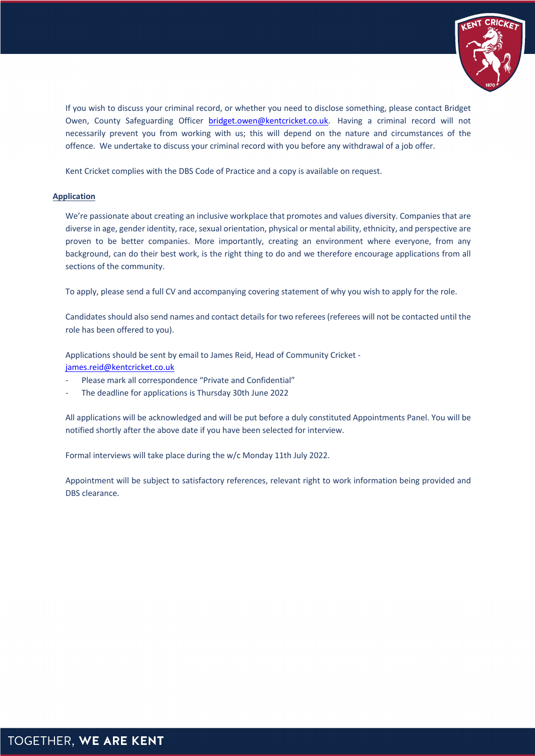If you wish to discuss your criminal record, or whether you need to disclose something, please contact Bridget Owen, County Safeguarding Officer [bridget.owen@kentcricket.co.uk](mailto:bridget.owen@kentcricket.co.uk). Having a criminal record will not necessarily prevent you from working with us; this will depend on the nature and circumstances of the offence. We undertake to discuss your criminal record with you before any withdrawal of a job offer.

Kent Cricket complies with the DBS Code of Practice and a copy is available on request.

**Application**

We're passionate about creating an inclusive workplace that promotes and values diversity. Companies that are diverse in age, gender identity, race, sexual orientation, physical or mental ability, ethnicity, and perspective are proven to be better companies. More importantly, creating an environment where everyone, from any background, can do their best work, is the right thing to do and we therefore encourage applications from all sections of the community.

To apply, please send a full CV and accompanying covering statement of why you wish to apply for the role.

Candidates should also send names and contact details for two referees (referees will not be contacted until the role has been offered to you).

Applications should be sent by email to James Reid, Head of Community Cricket - [james.reid@kentcricket.co.uk](mailto:james.reid@kentcricket.co.uk)

- Please mark all correspondence "Private and Confidential"
- The deadline for applications is Thursday 30th June 2022

All applications will be acknowledged and will be put before a duly constituted Appointments Panel. You will be notified shortly after the above date if you have been selected for interview.

Formal interviews will take place during the w/c Monday 11th July 2022.

Appointment will be subject to satisfactory references, relevant right to work information being provided and DBS clearance.